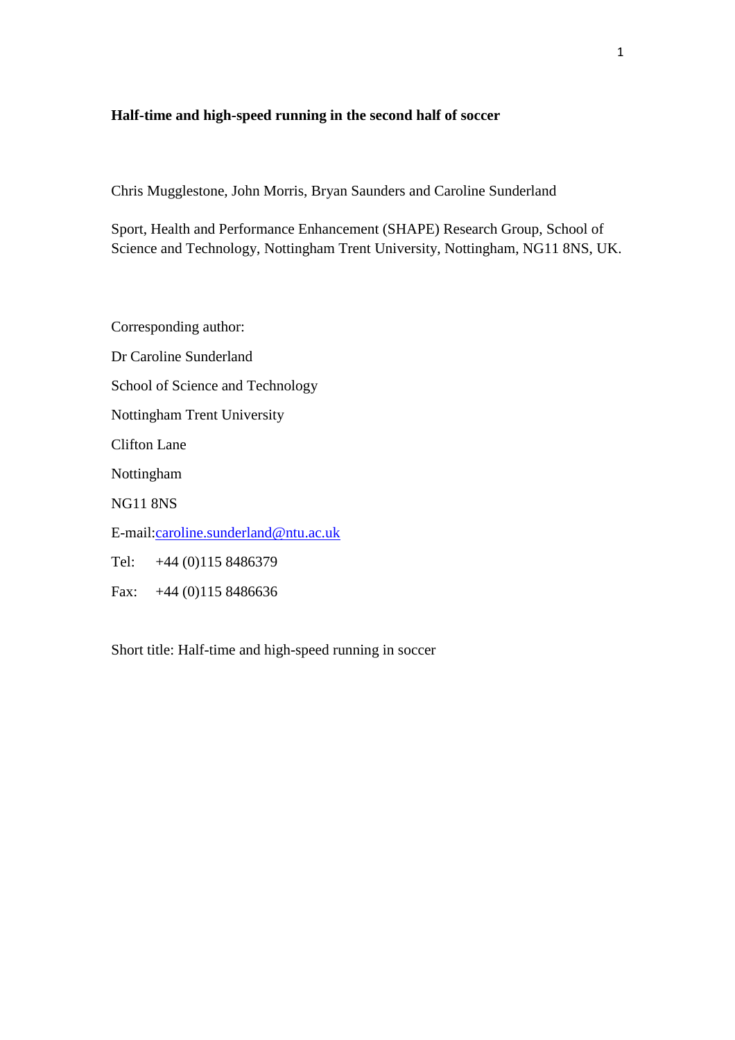# Half-time and high-speed running in the second half of soccer

Chris Mugglestone, John Morris, Bryan Saunders and Caroline Sunderland

Sport, Health and Performance Enhancement (SHAPE) Research Group, School of Science and Technology, Nottingham Trent University, Nottingham, NG11 8NS, UK.

Corresponding author:

Dr Caroline Sunderland

School of Science and Technology

Nottingham Trent University

Clifton Lane

Nottingham

NG11 8NS

E-mail:caroline.sunderland@ntu.ac.uk

Tel: +44 (0)115 8486379

Fax: +44 (0)115 8486636

Short title: Half-time and high-speed running in soccer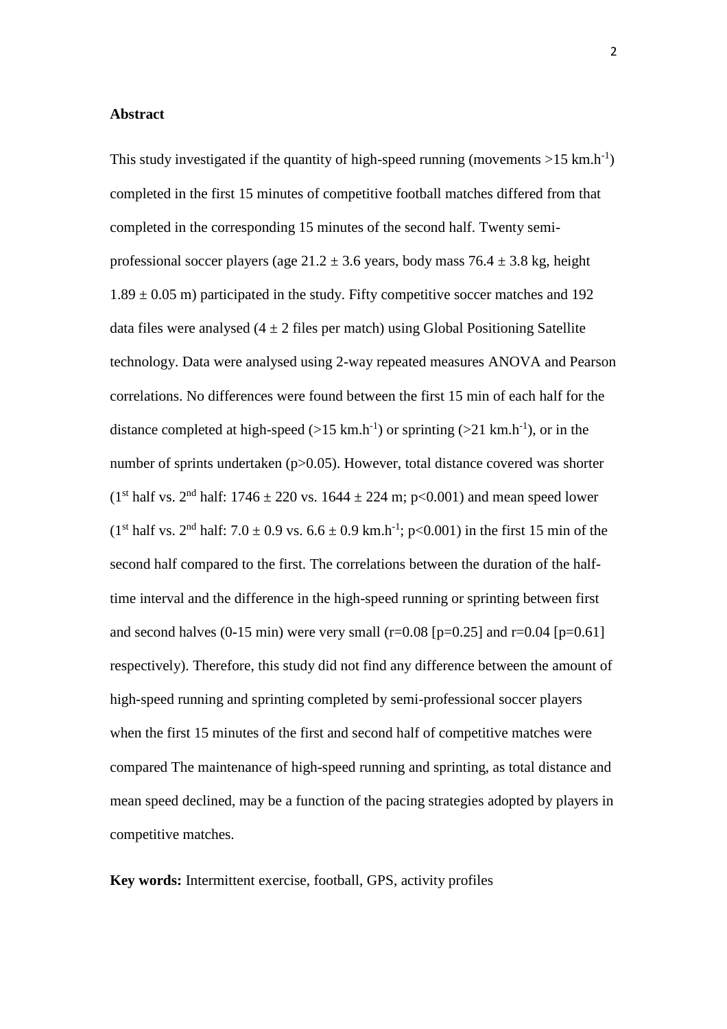**Abstract**

This study investigated if the quantity of high-speed running (movements >15 $km.h^{-1}$) completed in the first 15 minutes of competitive football matches differed from that completed in the corresponding 15 minutes of the second half. Twenty semi-professional soccer players (age $21.2 \pm 3.6$ years, body mass $76.4 \pm 3.8$ kg, height $1.89 \pm 0.05$ m) participated in the study. Fifty competitive soccer matches and 192 data files were analysed ($4 \pm 2$ files per match) using Global Positioning Satellite technology. Data were analysed using 2-way repeated measures ANOVA and Pearson correlations. No differences were found between the first 15 min of each half for the distance completed at high-speed (>15 $km.h^{-1}$) or sprinting (>21 $km.h^{-1}$), or in the number of sprints undertaken ($p>0.05$). However, total distance covered was shorter ($1^{st}$ half vs. $2^{nd}$ half: $1746 \pm 220$ vs. $1644 \pm 224$ m; $p<0.001$) and mean speed lower ($1^{st}$ half vs. $2^{nd}$ half: $7.0 \pm 0.9$ vs. $6.6 \pm 0.9$ $km.h^{-1}$; $p<0.001$) in the first 15 min of the second half compared to the first. The correlations between the duration of the half-time interval and the difference in the high-speed running or sprinting between first and second halves (0-15 min) were very small ($r=0.08$ [$p=0.25$] and $r=0.04$ [$p=0.61$] respectively). Therefore, this study did not find any difference between the amount of high-speed running and sprinting completed by semi-professional soccer players when the first 15 minutes of the first and second half of competitive matches were compared The maintenance of high-speed running and sprinting, as total distance and mean speed declined, may be a function of the pacing strategies adopted by players in competitive matches.

**Key words:** Intermittent exercise, football, GPS, activity profiles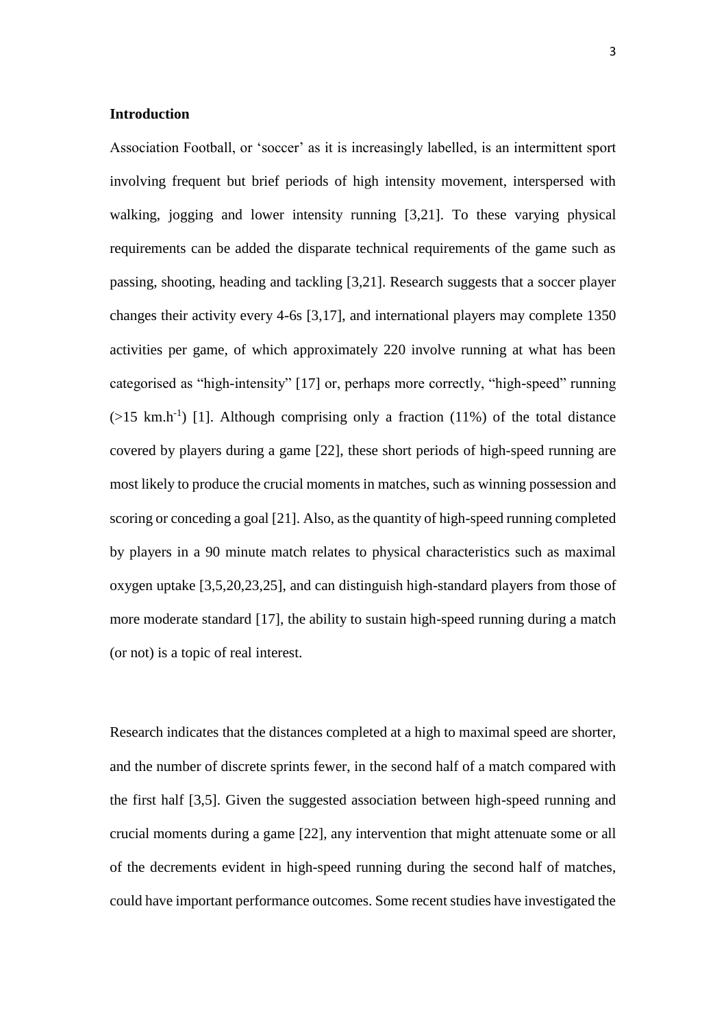## Introduction

Association Football, or 'soccer' as it is increasingly labelled, is an intermittent sport involving frequent but brief periods of high intensity movement, interspersed with walking, jogging and lower intensity running [3,21]. To these varying physical requirements can be added the disparate technical requirements of the game such as passing, shooting, heading and tackling [3,21]. Research suggests that a soccer player changes their activity every 4-6s [3,17], and international players may complete 1350 activities per game, of which approximately 220 involve running at what has been categorised as "high-intensity" [17] or, perhaps more correctly, "high-speed" running (>15 km.h$^{-1}$) [1]. Although comprising only a fraction (11%) of the total distance covered by players during a game [22], these short periods of high-speed running are most likely to produce the crucial moments in matches, such as winning possession and scoring or conceding a goal [21]. Also, as the quantity of high-speed running completed by players in a 90 minute match relates to physical characteristics such as maximal oxygen uptake [3,5,20,23,25], and can distinguish high-standard players from those of more moderate standard [17], the ability to sustain high-speed running during a match (or not) is a topic of real interest.

Research indicates that the distances completed at a high to maximal speed are shorter, and the number of discrete sprints fewer, in the second half of a match compared with the first half [3,5]. Given the suggested association between high-speed running and crucial moments during a game [22], any intervention that might attenuate some or all of the decrements evident in high-speed running during the second half of matches, could have important performance outcomes. Some recent studies have investigated the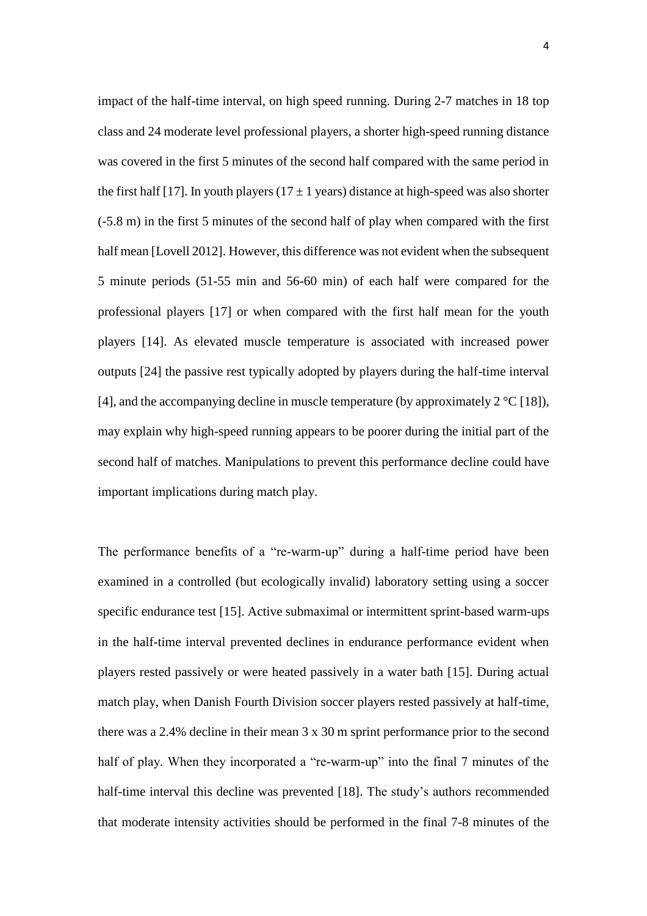impact of the half-time interval, on high speed running. During 2-7 matches in 18 top class and 24 moderate level professional players, a shorter high-speed running distance was covered in the first 5 minutes of the second half compared with the same period in the first half [17]. In youth players (17 ± 1 years) distance at high-speed was also shorter (-5.8 m) in the first 5 minutes of the second half of play when compared with the first half mean [Lovell 2012]. However, this difference was not evident when the subsequent 5 minute periods (51-55 min and 56-60 min) of each half were compared for the professional players [17] or when compared with the first half mean for the youth players [14]. As elevated muscle temperature is associated with increased power outputs [24] the passive rest typically adopted by players during the half-time interval [4], and the accompanying decline in muscle temperature (by approximately 2 °C [18]), may explain why high-speed running appears to be poorer during the initial part of the second half of matches. Manipulations to prevent this performance decline could have important implications during match play.

The performance benefits of a "re-warm-up" during a half-time period have been examined in a controlled (but ecologically invalid) laboratory setting using a soccer specific endurance test [15]. Active submaximal or intermittent sprint-based warm-ups in the half-time interval prevented declines in endurance performance evident when players rested passively or were heated passively in a water bath [15]. During actual match play, when Danish Fourth Division soccer players rested passively at half-time, there was a 2.4% decline in their mean 3 x 30 m sprint performance prior to the second half of play. When they incorporated a "re-warm-up" into the final 7 minutes of the half-time interval this decline was prevented [18]. The study's authors recommended that moderate intensity activities should be performed in the final 7-8 minutes of the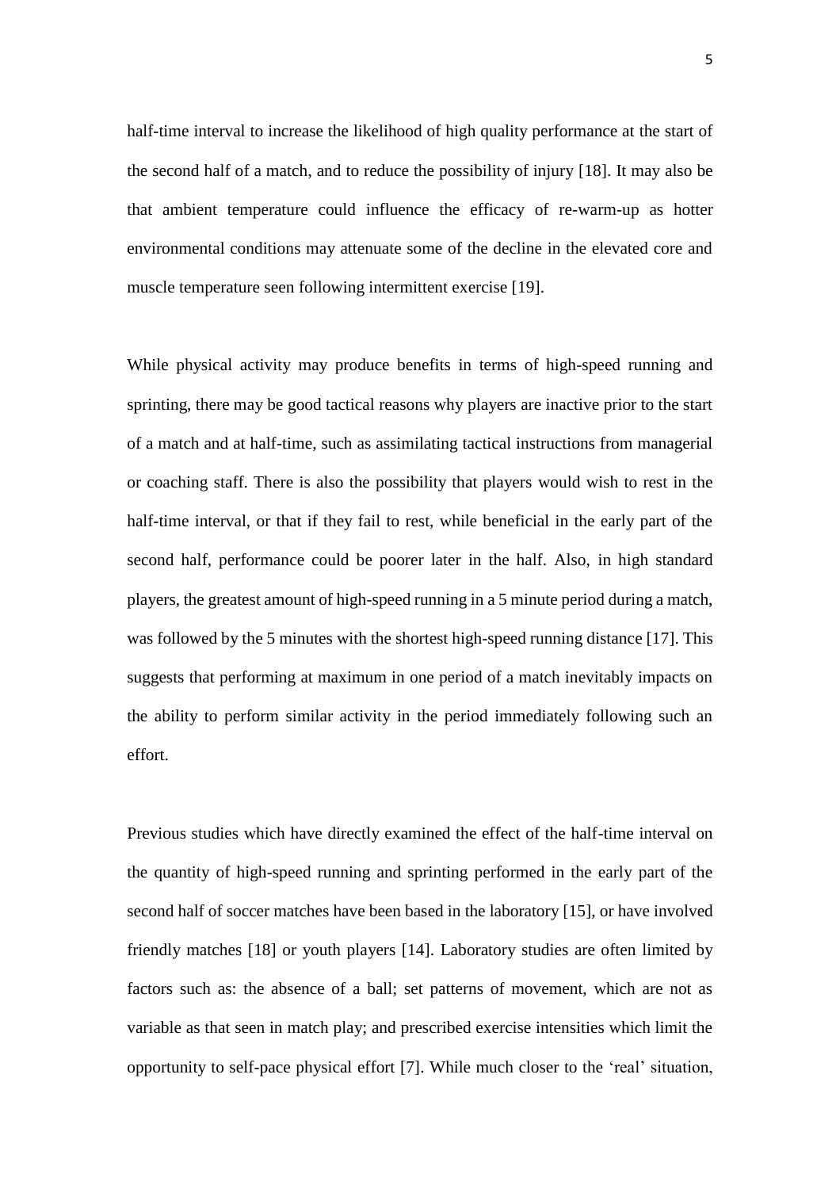half-time interval to increase the likelihood of high quality performance at the start of the second half of a match, and to reduce the possibility of injury [18]. It may also be that ambient temperature could influence the efficacy of re-warm-up as hotter environmental conditions may attenuate some of the decline in the elevated core and muscle temperature seen following intermittent exercise [19].

While physical activity may produce benefits in terms of high-speed running and sprinting, there may be good tactical reasons why players are inactive prior to the start of a match and at half-time, such as assimilating tactical instructions from managerial or coaching staff. There is also the possibility that players would wish to rest in the half-time interval, or that if they fail to rest, while beneficial in the early part of the second half, performance could be poorer later in the half. Also, in high standard players, the greatest amount of high-speed running in a 5 minute period during a match, was followed by the 5 minutes with the shortest high-speed running distance [17]. This suggests that performing at maximum in one period of a match inevitably impacts on the ability to perform similar activity in the period immediately following such an effort.

Previous studies which have directly examined the effect of the half-time interval on the quantity of high-speed running and sprinting performed in the early part of the second half of soccer matches have been based in the laboratory [15], or have involved friendly matches [18] or youth players [14]. Laboratory studies are often limited by factors such as: the absence of a ball; set patterns of movement, which are not as variable as that seen in match play; and prescribed exercise intensities which limit the opportunity to self-pace physical effort [7]. While much closer to the 'real' situation,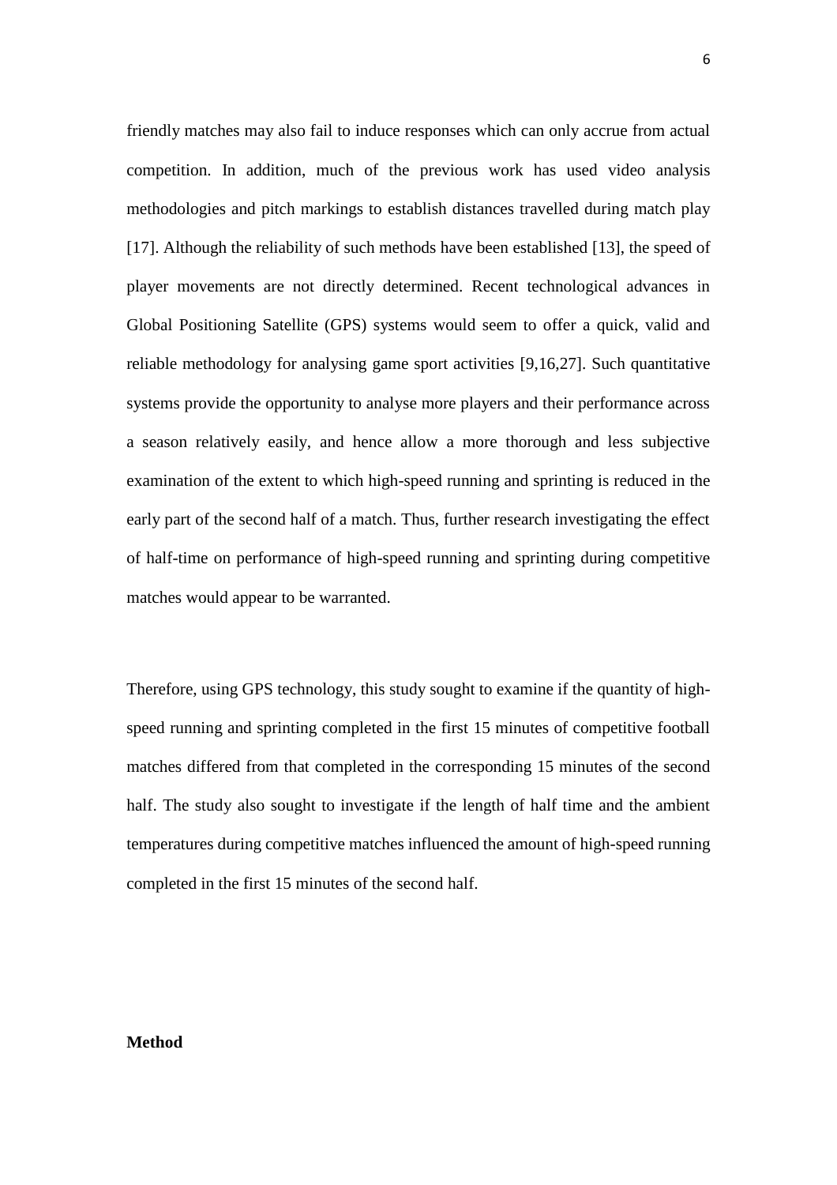friendly matches may also fail to induce responses which can only accrue from actual competition. In addition, much of the previous work has used video analysis methodologies and pitch markings to establish distances travelled during match play [17]. Although the reliability of such methods have been established [13], the speed of player movements are not directly determined. Recent technological advances in Global Positioning Satellite (GPS) systems would seem to offer a quick, valid and reliable methodology for analysing game sport activities [9,16,27]. Such quantitative systems provide the opportunity to analyse more players and their performance across a season relatively easily, and hence allow a more thorough and less subjective examination of the extent to which high-speed running and sprinting is reduced in the early part of the second half of a match. Thus, further research investigating the effect of half-time on performance of high-speed running and sprinting during competitive matches would appear to be warranted.

Therefore, using GPS technology, this study sought to examine if the quantity of high-speed running and sprinting completed in the first 15 minutes of competitive football matches differed from that completed in the corresponding 15 minutes of the second half. The study also sought to investigate if the length of half time and the ambient temperatures during competitive matches influenced the amount of high-speed running completed in the first 15 minutes of the second half.

## Method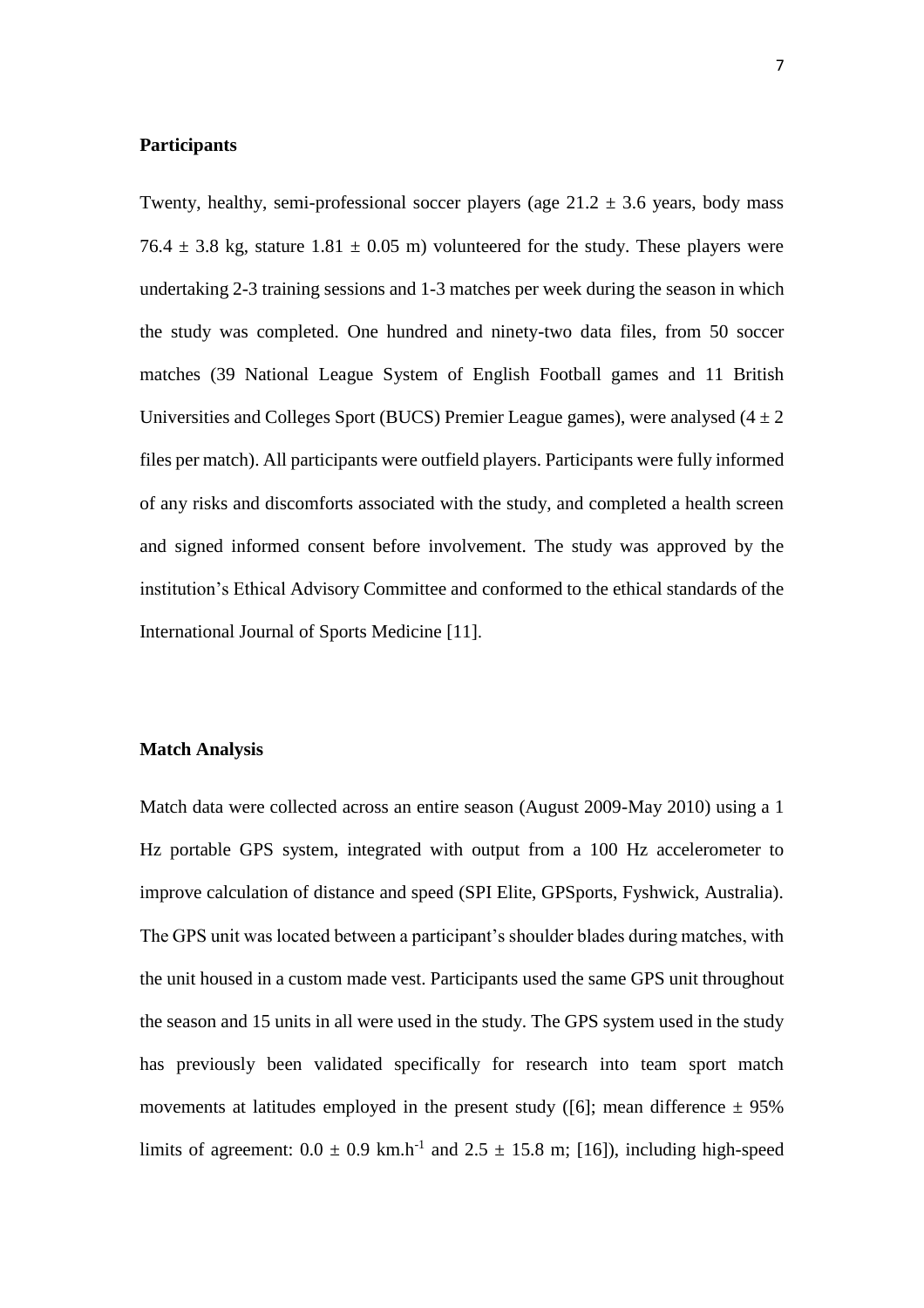## Participants

Twenty, healthy, semi-professional soccer players (age $21.2 \pm 3.6$ years, body mass $76.4 \pm 3.8$ kg, stature $1.81 \pm 0.05$ m) volunteered for the study. These players were undertaking 2-3 training sessions and 1-3 matches per week during the season in which the study was completed. One hundred and ninety-two data files, from 50 soccer matches (39 National League System of English Football games and 11 British Universities and Colleges Sport (BUCS) Premier League games), were analysed ($4 \pm 2$ files per match). All participants were outfield players. Participants were fully informed of any risks and discomforts associated with the study, and completed a health screen and signed informed consent before involvement. The study was approved by the institution's Ethical Advisory Committee and conformed to the ethical standards of the International Journal of Sports Medicine [11].

## Match Analysis

Match data were collected across an entire season (August 2009-May 2010) using a 1 Hz portable GPS system, integrated with output from a 100 Hz accelerometer to improve calculation of distance and speed (SPI Elite, GPSports, Fyshwick, Australia). The GPS unit was located between a participant's shoulder blades during matches, with the unit housed in a custom made vest. Participants used the same GPS unit throughout the season and 15 units in all were used in the study. The GPS system used in the study has previously been validated specifically for research into team sport match movements at latitudes employed in the present study ([6]; mean difference ± 95% limits of agreement: $0.0 \pm 0.9$ km.h$^{-1}$ and $2.5 \pm 15.8$ m; [16]), including high-speed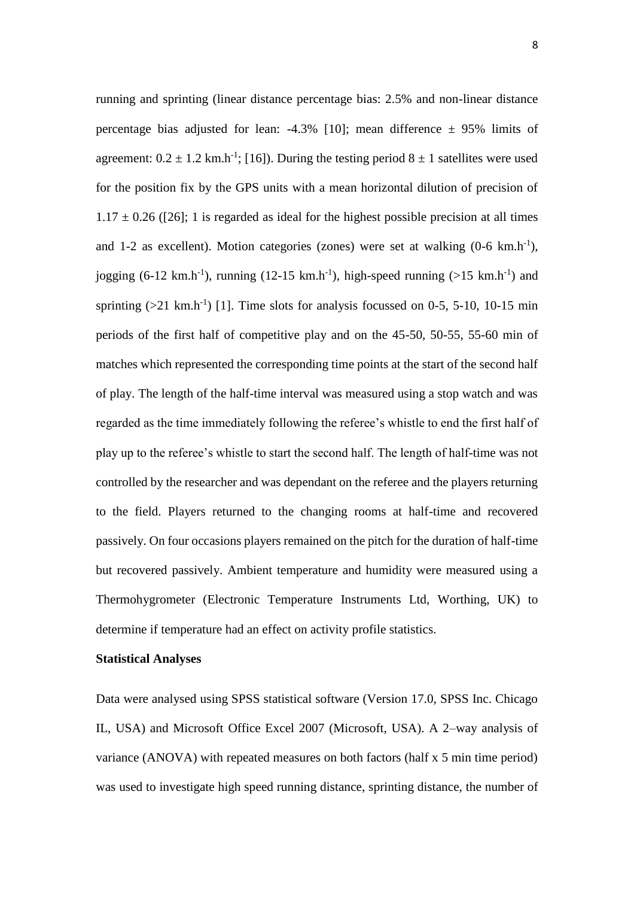running and sprinting (linear distance percentage bias: 2.5% and non-linear distance percentage bias adjusted for lean: -4.3% [10]; mean difference ± 95% limits of agreement: $0.2 \pm 1.2$ km.h$^{-1}$; [16]). During the testing period $8 \pm 1$ satellites were used for the position fix by the GPS units with a mean horizontal dilution of precision of $1.17 \pm 0.26$ ([26]; 1 is regarded as ideal for the highest possible precision at all times and 1-2 as excellent). Motion categories (zones) were set at walking (0-6 km.h$^{-1}$), jogging (6-12 km.h$^{-1}$), running (12-15 km.h$^{-1}$), high-speed running (>15 km.h$^{-1}$) and sprinting (>21 km.h$^{-1}$) [1]. Time slots for analysis focussed on 0-5, 5-10, 10-15 min periods of the first half of competitive play and on the 45-50, 50-55, 55-60 min of matches which represented the corresponding time points at the start of the second half of play. The length of the half-time interval was measured using a stop watch and was regarded as the time immediately following the referee's whistle to end the first half of play up to the referee's whistle to start the second half. The length of half-time was not controlled by the researcher and was dependant on the referee and the players returning to the field. Players returned to the changing rooms at half-time and recovered passively. On four occasions players remained on the pitch for the duration of half-time but recovered passively. Ambient temperature and humidity were measured using a Thermohygrometer (Electronic Temperature Instruments Ltd, Worthing, UK) to determine if temperature had an effect on activity profile statistics.

**Statistical Analyses**

Data were analysed using SPSS statistical software (Version 17.0, SPSS Inc. Chicago IL, USA) and Microsoft Office Excel 2007 (Microsoft, USA). A 2–way analysis of variance (ANOVA) with repeated measures on both factors (half x 5 min time period) was used to investigate high speed running distance, sprinting distance, the number of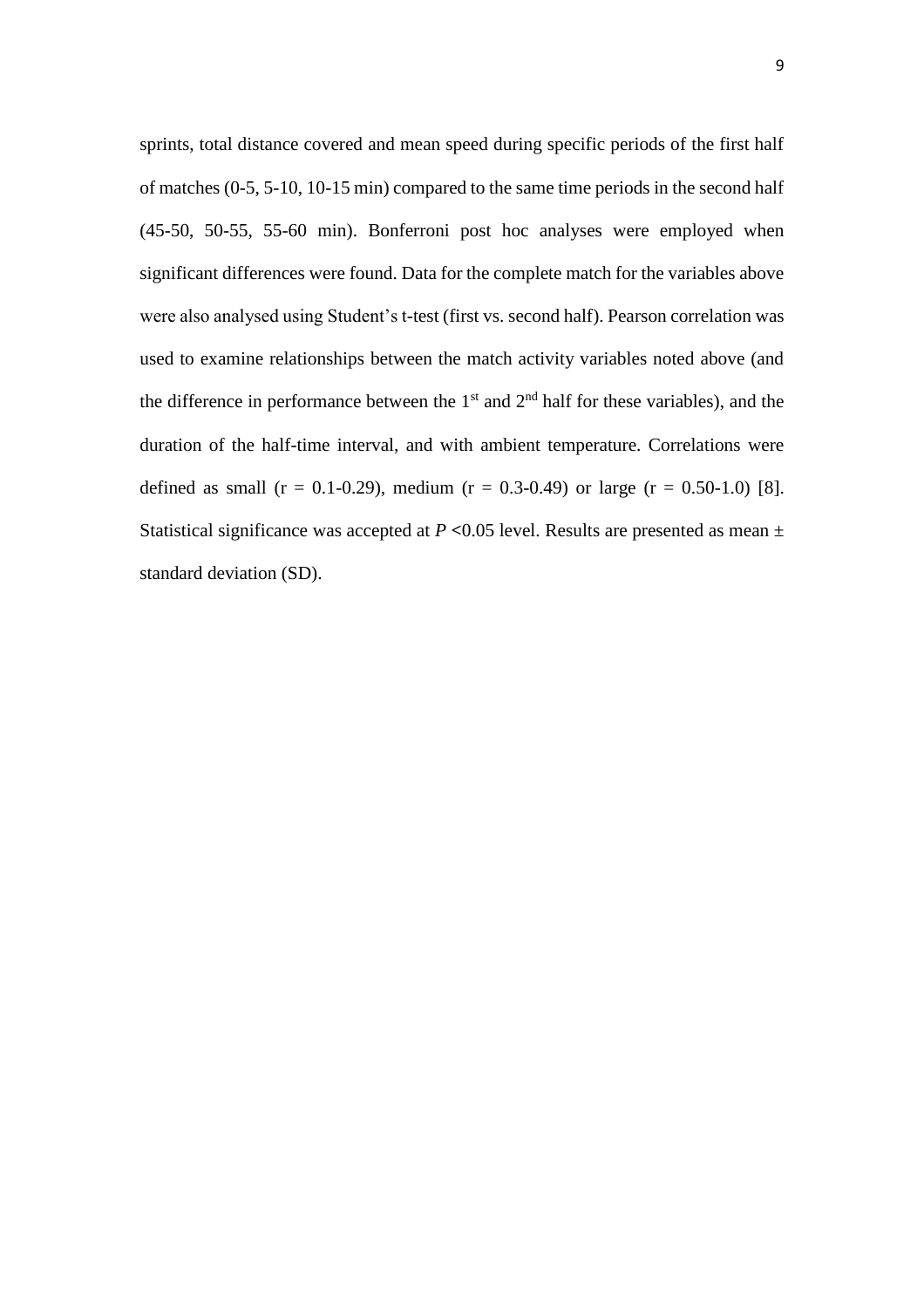sprints, total distance covered and mean speed during specific periods of the first half of matches (0-5, 5-10, 10-15 min) compared to the same time periods in the second half (45-50, 50-55, 55-60 min). Bonferroni post hoc analyses were employed when significant differences were found. Data for the complete match for the variables above were also analysed using Student's t-test (first vs. second half). Pearson correlation was used to examine relationships between the match activity variables noted above (and the difference in performance between the 1st and 2nd half for these variables), and the duration of the half-time interval, and with ambient temperature. Correlations were defined as small ($r$ = 0.1-0.29), medium ($r$ = 0.3-0.49) or large ($r$ = 0.50-1.0) [8]. Statistical significance was accepted at $P$ <0.05 level. Results are presented as mean ± standard deviation (SD).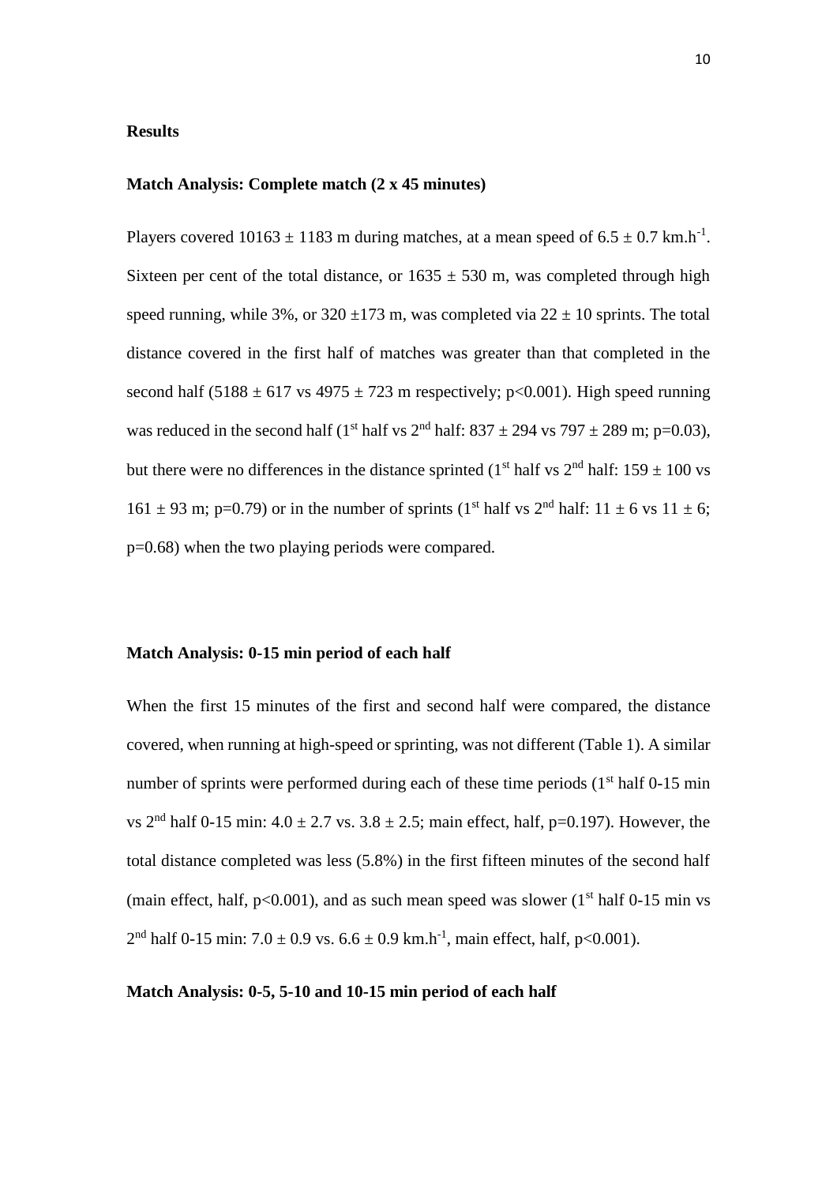## Results

### Match Analysis: Complete match (2 x 45 minutes)

Players covered 10163 ± 1183 m during matches, at a mean speed of 6.5 ± 0.7 km.h$^{-1}$. Sixteen per cent of the total distance, or 1635 ± 530 m, was completed through high speed running, while 3%, or 320 ±173 m, was completed via 22 ± 10 sprints. The total distance covered in the first half of matches was greater than that completed in the second half (5188 ± 617 vs 4975 ± 723 m respectively; $p<0.001$). High speed running was reduced in the second half (1$^{st}$ half vs 2$^{nd}$ half: 837 ± 294 vs 797 ± 289 m; $p=0.03$), but there were no differences in the distance sprinted (1$^{st}$ half vs 2$^{nd}$ half: 159 ± 100 vs 161 ± 93 m; $p=0.79$) or in the number of sprints (1$^{st}$ half vs 2$^{nd}$ half: 11 ± 6 vs 11 ± 6; $p=0.68$) when the two playing periods were compared.

### Match Analysis: 0-15 min period of each half

When the first 15 minutes of the first and second half were compared, the distance covered, when running at high-speed or sprinting, was not different (Table 1). A similar number of sprints were performed during each of these time periods (1$^{st}$ half 0-15 min vs 2$^{nd}$ half 0-15 min: 4.0 ± 2.7 vs. 3.8 ± 2.5; main effect, half, $p=0.197$). However, the total distance completed was less (5.8%) in the first fifteen minutes of the second half (main effect, half, $p<0.001$), and as such mean speed was slower (1$^{st}$ half 0-15 min vs 2$^{nd}$ half 0-15 min: 7.0 ± 0.9 vs. 6.6 ± 0.9 km.h$^{-1}$, main effect, half, $p<0.001$).

### Match Analysis: 0-5, 5-10 and 10-15 min period of each half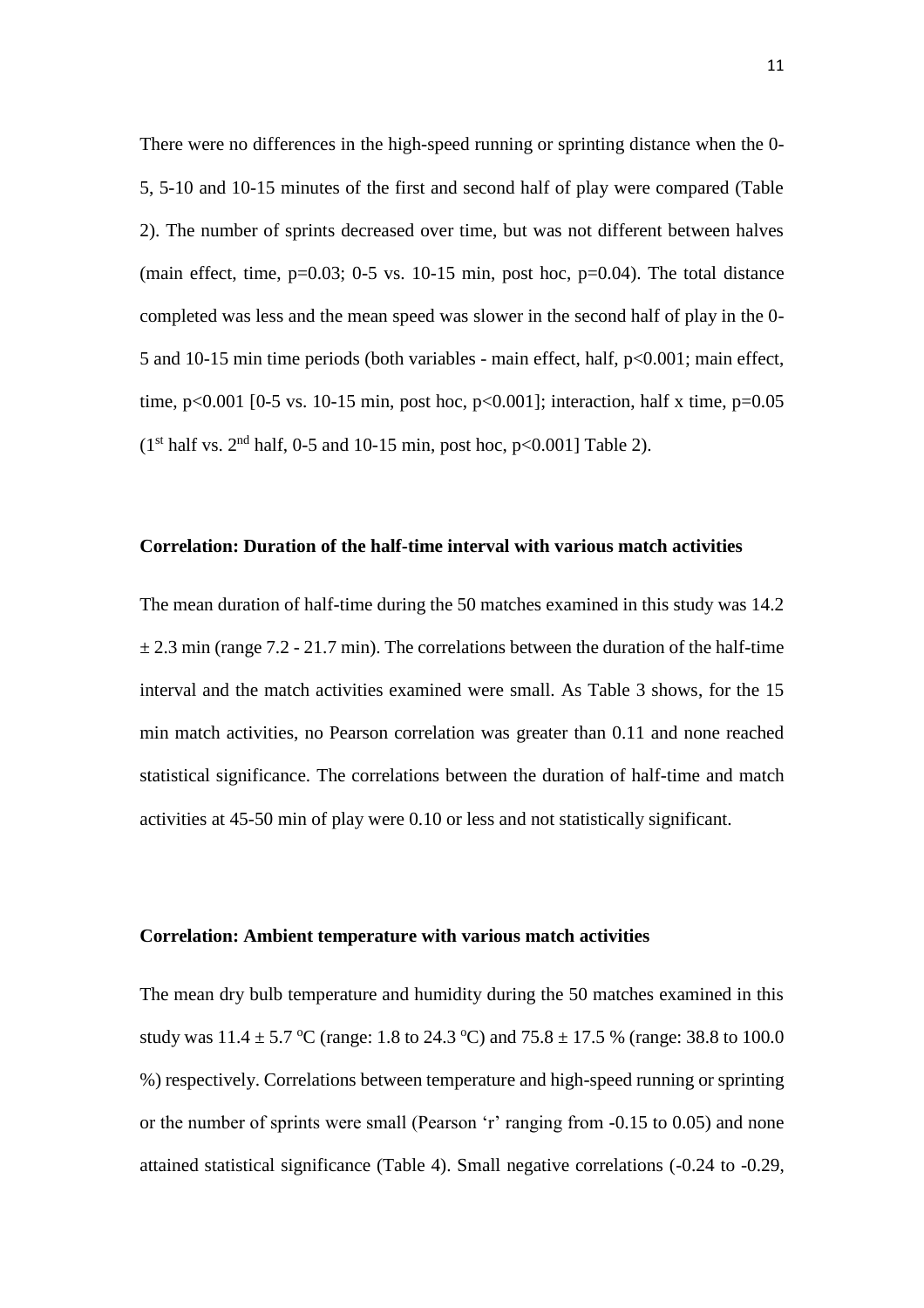There were no differences in the high-speed running or sprinting distance when the 0-5, 5-10 and 10-15 minutes of the first and second half of play were compared (Table 2). The number of sprints decreased over time, but was not different between halves (main effect, time, $p=0.03$; 0-5 vs. 10-15 min, post hoc, $p=0.04$). The total distance completed was less and the mean speed was slower in the second half of play in the 0-5 and 10-15 min time periods (both variables - main effect, half, $p<0.001$; main effect, time, $p<0.001$ [0-5 vs. 10-15 min, post hoc, $p<0.001$]; interaction, half x time, $p=0.05$ (1$^{st}$ half vs. 2$^{nd}$ half, 0-5 and 10-15 min, post hoc, $p<0.001$] Table 2).

**Correlation: Duration of the half-time interval with various match activities**

The mean duration of half-time during the 50 matches examined in this study was 14.2 ± 2.3 min (range 7.2 - 21.7 min). The correlations between the duration of the half-time interval and the match activities examined were small. As Table 3 shows, for the 15 min match activities, no Pearson correlation was greater than 0.11 and none reached statistical significance. The correlations between the duration of half-time and match activities at 45-50 min of play were 0.10 or less and not statistically significant.

**Correlation: Ambient temperature with various match activities**

The mean dry bulb temperature and humidity during the 50 matches examined in this study was 11.4 ± 5.7 $^{o}$C (range: 1.8 to 24.3 $^{o}$C) and 75.8 ± 17.5 % (range: 38.8 to 100.0 %) respectively. Correlations between temperature and high-speed running or sprinting or the number of sprints were small (Pearson 'r' ranging from -0.15 to 0.05) and none attained statistical significance (Table 4). Small negative correlations (-0.24 to -0.29,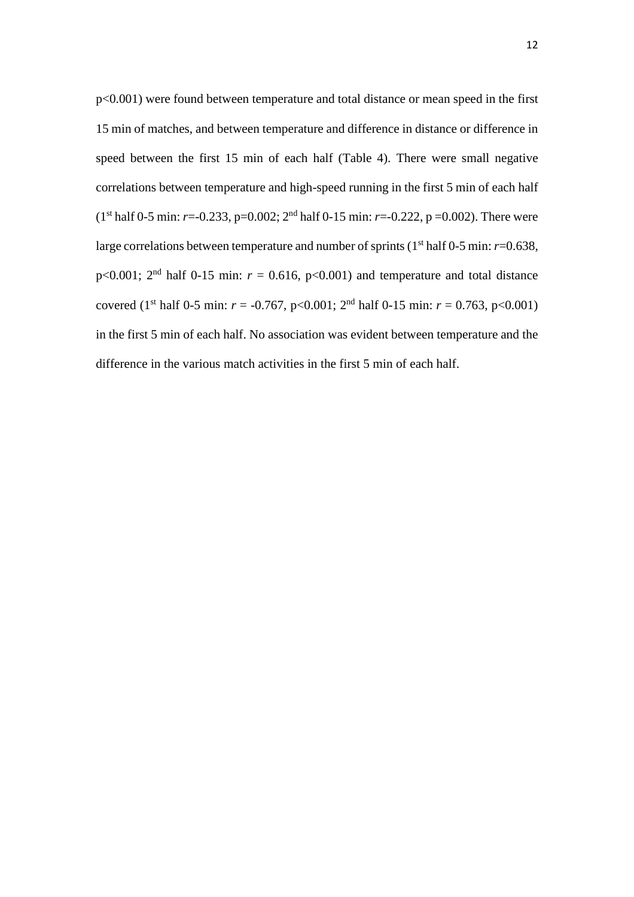$p<0.001$) were found between temperature and total distance or mean speed in the first 15 min of matches, and between temperature and difference in distance or difference in speed between the first 15 min of each half (Table 4). There were small negative correlations between temperature and high-speed running in the first 5 min of each half (1st half 0-5 min: $r$=-0.233, p=0.002; 2nd half 0-15 min: $r$=-0.222, p =0.002). There were large correlations between temperature and number of sprints (1st half 0-5 min: $r$=0.638, $p<0.001$; 2nd half 0-15 min: $r$ = 0.616, $p<0.001$) and temperature and total distance covered (1st half 0-5 min: $r$ = -0.767, $p<0.001$; 2nd half 0-15 min: $r$ = 0.763, $p<0.001$) in the first 5 min of each half. No association was evident between temperature and the difference in the various match activities in the first 5 min of each half.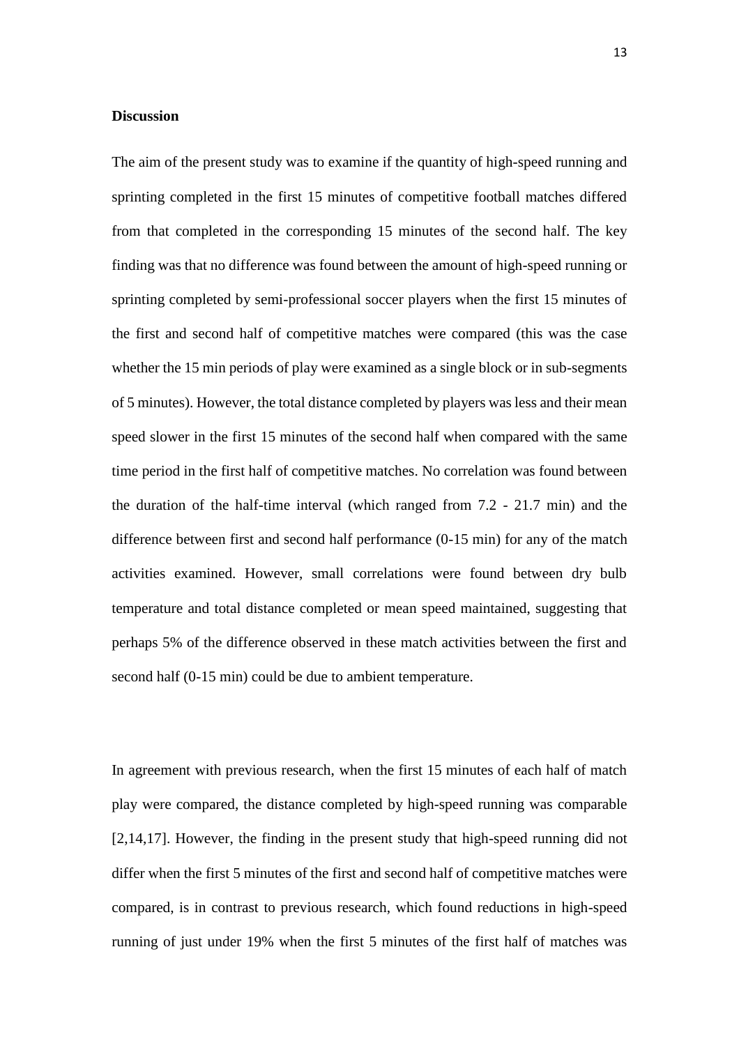**Discussion**

The aim of the present study was to examine if the quantity of high-speed running and sprinting completed in the first 15 minutes of competitive football matches differed from that completed in the corresponding 15 minutes of the second half. The key finding was that no difference was found between the amount of high-speed running or sprinting completed by semi-professional soccer players when the first 15 minutes of the first and second half of competitive matches were compared (this was the case whether the 15 min periods of play were examined as a single block or in sub-segments of 5 minutes). However, the total distance completed by players was less and their mean speed slower in the first 15 minutes of the second half when compared with the same time period in the first half of competitive matches. No correlation was found between the duration of the half-time interval (which ranged from 7.2 - 21.7 min) and the difference between first and second half performance (0-15 min) for any of the match activities examined. However, small correlations were found between dry bulb temperature and total distance completed or mean speed maintained, suggesting that perhaps 5% of the difference observed in these match activities between the first and second half (0-15 min) could be due to ambient temperature.

In agreement with previous research, when the first 15 minutes of each half of match play were compared, the distance completed by high-speed running was comparable [2,14,17]. However, the finding in the present study that high-speed running did not differ when the first 5 minutes of the first and second half of competitive matches were compared, is in contrast to previous research, which found reductions in high-speed running of just under 19% when the first 5 minutes of the first half of matches was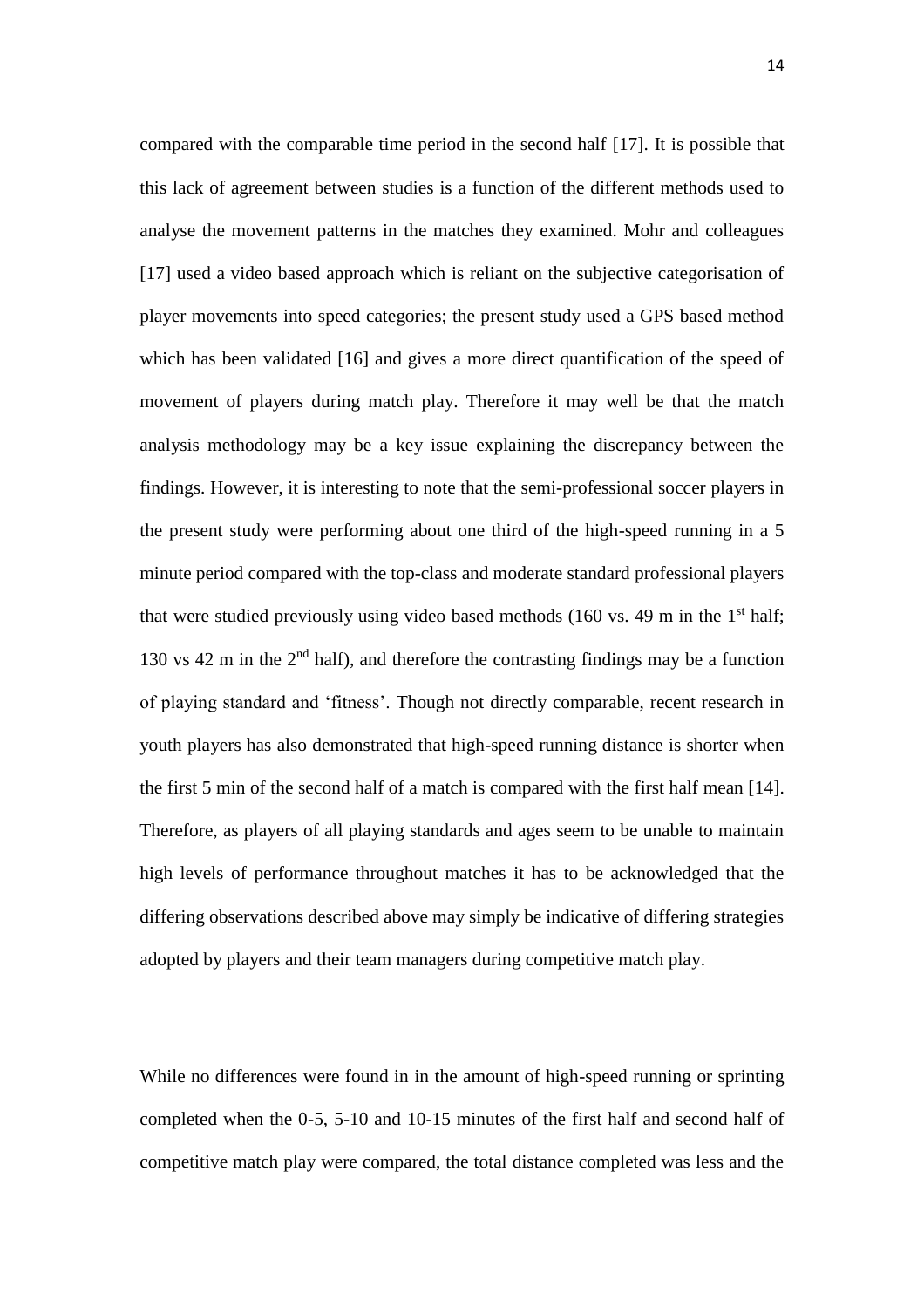compared with the comparable time period in the second half [17]. It is possible that this lack of agreement between studies is a function of the different methods used to analyse the movement patterns in the matches they examined. Mohr and colleagues [17] used a video based approach which is reliant on the subjective categorisation of player movements into speed categories; the present study used a GPS based method which has been validated [16] and gives a more direct quantification of the speed of movement of players during match play. Therefore it may well be that the match analysis methodology may be a key issue explaining the discrepancy between the findings. However, it is interesting to note that the semi-professional soccer players in the present study were performing about one third of the high-speed running in a 5 minute period compared with the top-class and moderate standard professional players that were studied previously using video based methods (160 vs. 49 m in the 1st half; 130 vs 42 m in the 2nd half), and therefore the contrasting findings may be a function of playing standard and 'fitness'. Though not directly comparable, recent research in youth players has also demonstrated that high-speed running distance is shorter when the first 5 min of the second half of a match is compared with the first half mean [14]. Therefore, as players of all playing standards and ages seem to be unable to maintain high levels of performance throughout matches it has to be acknowledged that the differing observations described above may simply be indicative of differing strategies adopted by players and their team managers during competitive match play.

While no differences were found in in the amount of high-speed running or sprinting completed when the 0-5, 5-10 and 10-15 minutes of the first half and second half of competitive match play were compared, the total distance completed was less and the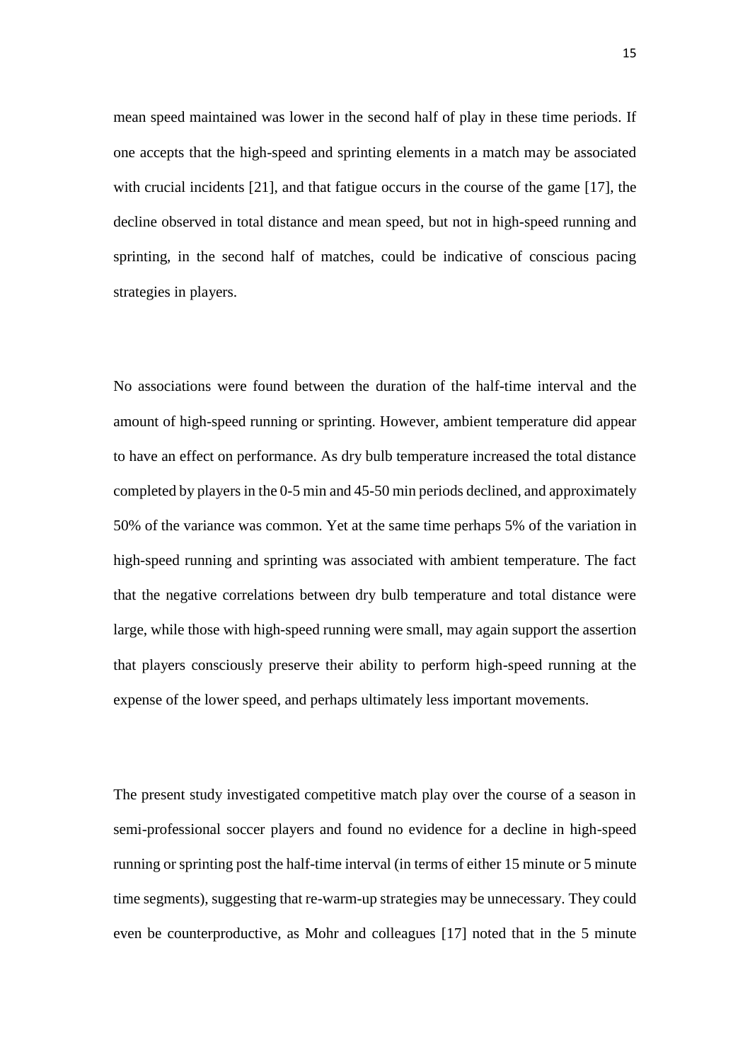mean speed maintained was lower in the second half of play in these time periods. If one accepts that the high-speed and sprinting elements in a match may be associated with crucial incidents [21], and that fatigue occurs in the course of the game [17], the decline observed in total distance and mean speed, but not in high-speed running and sprinting, in the second half of matches, could be indicative of conscious pacing strategies in players.

No associations were found between the duration of the half-time interval and the amount of high-speed running or sprinting. However, ambient temperature did appear to have an effect on performance. As dry bulb temperature increased the total distance completed by players in the 0-5 min and 45-50 min periods declined, and approximately 50% of the variance was common. Yet at the same time perhaps 5% of the variation in high-speed running and sprinting was associated with ambient temperature. The fact that the negative correlations between dry bulb temperature and total distance were large, while those with high-speed running were small, may again support the assertion that players consciously preserve their ability to perform high-speed running at the expense of the lower speed, and perhaps ultimately less important movements.

The present study investigated competitive match play over the course of a season in semi-professional soccer players and found no evidence for a decline in high-speed running or sprinting post the half-time interval (in terms of either 15 minute or 5 minute time segments), suggesting that re-warm-up strategies may be unnecessary. They could even be counterproductive, as Mohr and colleagues [17] noted that in the 5 minute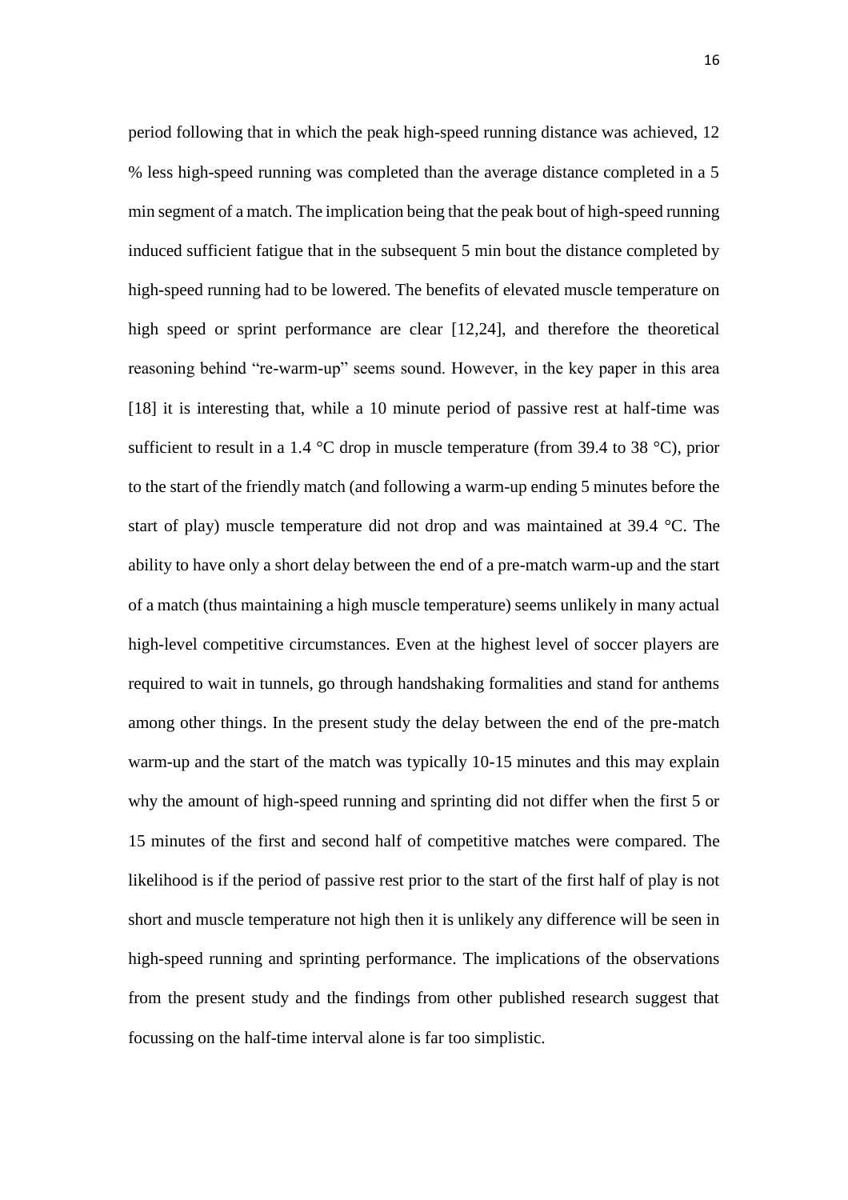period following that in which the peak high-speed running distance was achieved, 12 % less high-speed running was completed than the average distance completed in a 5 min segment of a match. The implication being that the peak bout of high-speed running induced sufficient fatigue that in the subsequent 5 min bout the distance completed by high-speed running had to be lowered. The benefits of elevated muscle temperature on high speed or sprint performance are clear [12,24], and therefore the theoretical reasoning behind "re-warm-up" seems sound. However, in the key paper in this area [18] it is interesting that, while a 10 minute period of passive rest at half-time was sufficient to result in a 1.4 °C drop in muscle temperature (from 39.4 to 38 °C), prior to the start of the friendly match (and following a warm-up ending 5 minutes before the start of play) muscle temperature did not drop and was maintained at 39.4 °C. The ability to have only a short delay between the end of a pre-match warm-up and the start of a match (thus maintaining a high muscle temperature) seems unlikely in many actual high-level competitive circumstances. Even at the highest level of soccer players are required to wait in tunnels, go through handshaking formalities and stand for anthems among other things. In the present study the delay between the end of the pre-match warm-up and the start of the match was typically 10-15 minutes and this may explain why the amount of high-speed running and sprinting did not differ when the first 5 or 15 minutes of the first and second half of competitive matches were compared. The likelihood is if the period of passive rest prior to the start of the first half of play is not short and muscle temperature not high then it is unlikely any difference will be seen in high-speed running and sprinting performance. The implications of the observations from the present study and the findings from other published research suggest that focussing on the half-time interval alone is far too simplistic.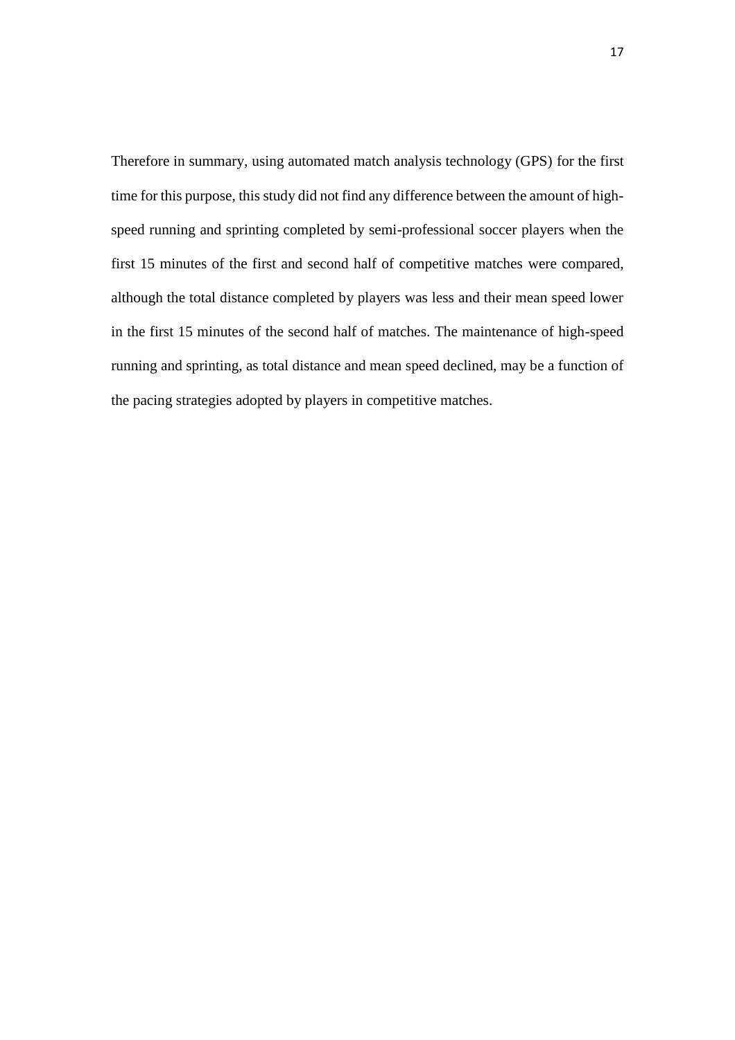Therefore in summary, using automated match analysis technology (GPS) for the first time for this purpose, this study did not find any difference between the amount of high-speed running and sprinting completed by semi-professional soccer players when the first 15 minutes of the first and second half of competitive matches were compared, although the total distance completed by players was less and their mean speed lower in the first 15 minutes of the second half of matches. The maintenance of high-speed running and sprinting, as total distance and mean speed declined, may be a function of the pacing strategies adopted by players in competitive matches.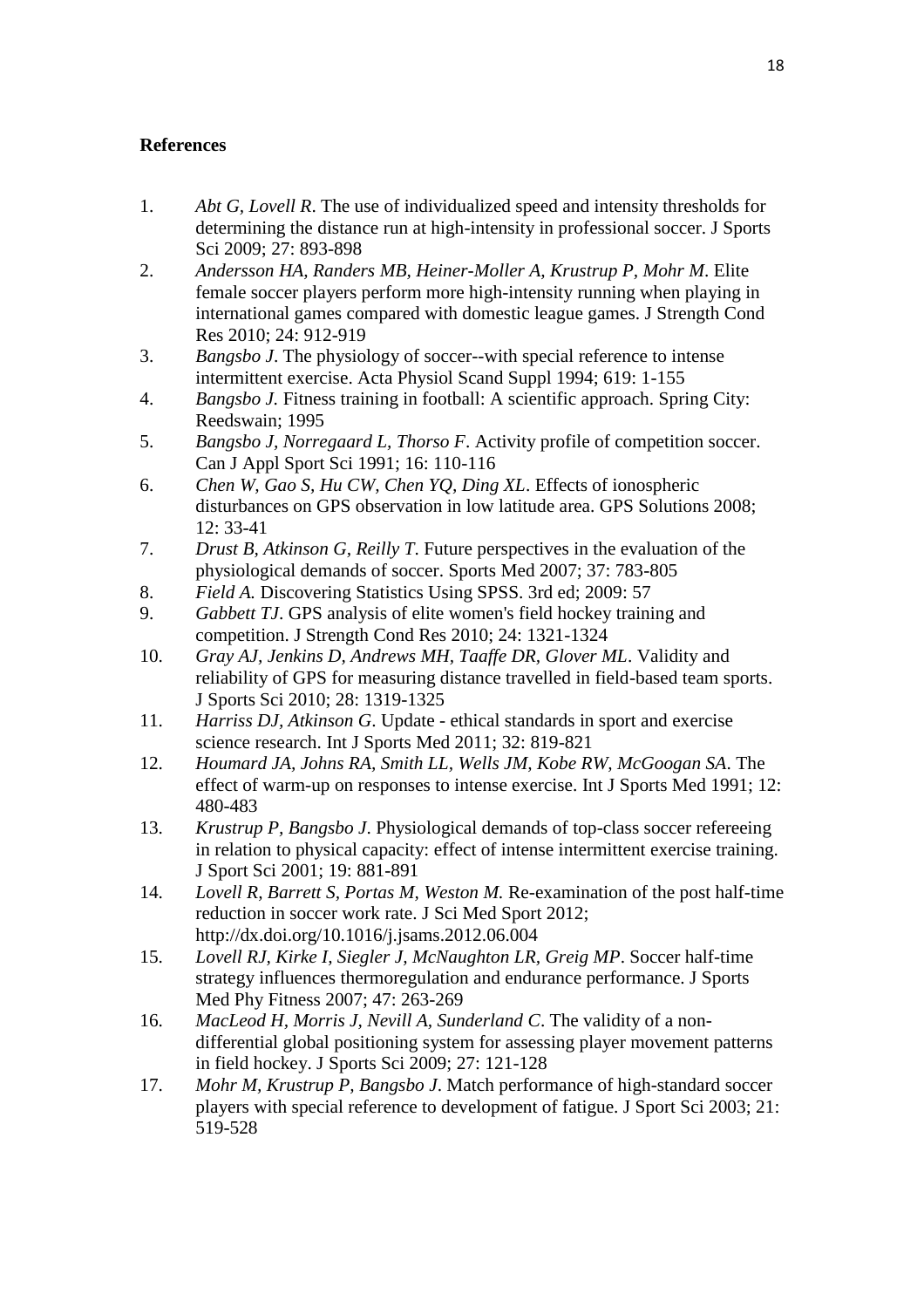**References**

1. *Abt G, Lovell R*. The use of individualized speed and intensity thresholds for determining the distance run at high-intensity in professional soccer. J Sports Sci 2009; 27: 893-898
2. *Andersson HA, Randers MB, Heiner-Moller A, Krustrup P, Mohr M*. Elite female soccer players perform more high-intensity running when playing in international games compared with domestic league games. J Strength Cond Res 2010; 24: 912-919
3. *Bangsbo J*. The physiology of soccer--with special reference to intense intermittent exercise. Acta Physiol Scand Suppl 1994; 619: 1-155
4. *Bangsbo J.* Fitness training in football: A scientific approach. Spring City: Reedswain; 1995
5. *Bangsbo J, Norregaard L, Thorso F*. Activity profile of competition soccer. Can J Appl Sport Sci 1991; 16: 110-116
6. *Chen W, Gao S, Hu CW, Chen YQ, Ding XL*. Effects of ionospheric disturbances on GPS observation in low latitude area. GPS Solutions 2008; 12: 33-41
7. *Drust B, Atkinson G, Reilly T*. Future perspectives in the evaluation of the physiological demands of soccer. Sports Med 2007; 37: 783-805
8. *Field A.* Discovering Statistics Using SPSS. 3rd ed; 2009: 57
9. *Gabbett TJ*. GPS analysis of elite women's field hockey training and competition. J Strength Cond Res 2010; 24: 1321-1324
10. *Gray AJ, Jenkins D, Andrews MH, Taaffe DR, Glover ML*. Validity and reliability of GPS for measuring distance travelled in field-based team sports. J Sports Sci 2010; 28: 1319-1325
11. *Harriss DJ, Atkinson G*. Update - ethical standards in sport and exercise science research. Int J Sports Med 2011; 32: 819-821
12. *Houmard JA, Johns RA, Smith LL, Wells JM, Kobe RW, McGoogan SA*. The effect of warm-up on responses to intense exercise. Int J Sports Med 1991; 12: 480-483
13. *Krustrup P, Bangsbo J*. Physiological demands of top-class soccer refereeing in relation to physical capacity: effect of intense intermittent exercise training. J Sport Sci 2001; 19: 881-891
14. *Lovell R, Barrett S, Portas M, Weston M.* Re-examination of the post half-time reduction in soccer work rate. J Sci Med Sport 2012; http://dx.doi.org/10.1016/j.jsams.2012.06.004
15. *Lovell RJ, Kirke I, Siegler J, McNaughton LR, Greig MP*. Soccer half-time strategy influences thermoregulation and endurance performance. J Sports Med Phy Fitness 2007; 47: 263-269
16. *MacLeod H, Morris J, Nevill A, Sunderland C*. The validity of a non-differential global positioning system for assessing player movement patterns in field hockey. J Sports Sci 2009; 27: 121-128
17. *Mohr M, Krustrup P, Bangsbo J*. Match performance of high-standard soccer players with special reference to development of fatigue. J Sport Sci 2003; 21: 519-528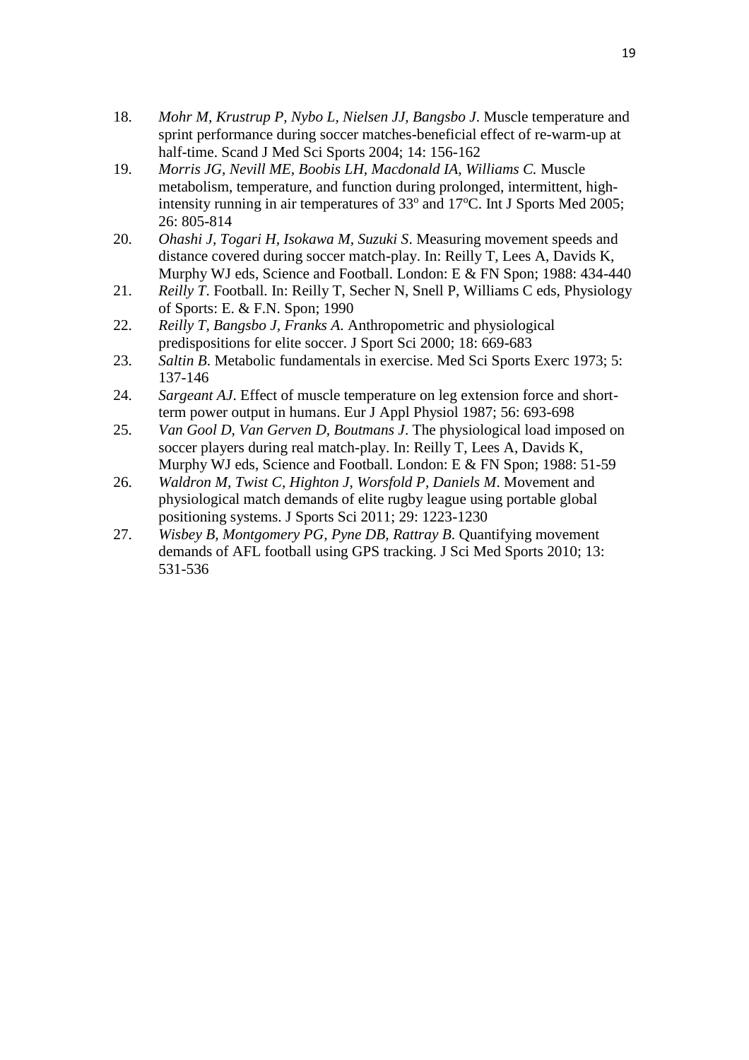18. *Mohr M, Krustrup P, Nybo L, Nielsen JJ, Bangsbo J*. Muscle temperature and sprint performance during soccer matches-beneficial effect of re-warm-up at half-time. Scand J Med Sci Sports 2004; 14: 156-162
19. *Morris JG, Nevill ME, Boobis LH, Macdonald IA, Williams C.* Muscle metabolism, temperature, and function during prolonged, intermittent, high-intensity running in air temperatures of 33º and 17ºC. Int J Sports Med 2005; 26: 805-814
20. *Ohashi J, Togari H, Isokawa M, Suzuki S*. Measuring movement speeds and distance covered during soccer match-play. In: Reilly T, Lees A, Davids K, Murphy WJ eds, Science and Football. London: E & FN Spon; 1988: 434-440
21. *Reilly T*. Football. In: Reilly T, Secher N, Snell P, Williams C eds, Physiology of Sports: E. & F.N. Spon; 1990
22. *Reilly T, Bangsbo J, Franks A*. Anthropometric and physiological predispositions for elite soccer. J Sport Sci 2000; 18: 669-683
23. *Saltin B*. Metabolic fundamentals in exercise. Med Sci Sports Exerc 1973; 5: 137-146
24. *Sargeant AJ*. Effect of muscle temperature on leg extension force and short-term power output in humans. Eur J Appl Physiol 1987; 56: 693-698
25. *Van Gool D, Van Gerven D, Boutmans J*. The physiological load imposed on soccer players during real match-play. In: Reilly T, Lees A, Davids K, Murphy WJ eds, Science and Football. London: E & FN Spon; 1988: 51-59
26. *Waldron M, Twist C, Highton J, Worsfold P, Daniels M*. Movement and physiological match demands of elite rugby league using portable global positioning systems. J Sports Sci 2011; 29: 1223-1230
27. *Wisbey B, Montgomery PG, Pyne DB, Rattray B*. Quantifying movement demands of AFL football using GPS tracking. J Sci Med Sports 2010; 13: 531-536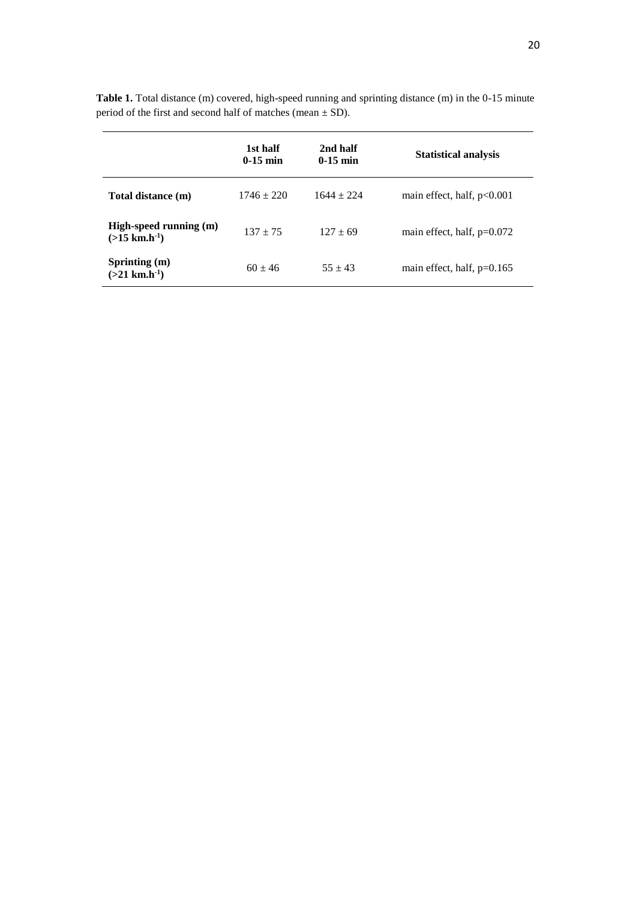**Table 1.** Total distance (m) covered, high-speed running and sprinting distance (m) in the 0-15 minute period of the first and second half of matches (mean ± SD).

| | 1st half 0-15 min | 2nd half 0-15 min | Statistical analysis |
|---|---|---|---|
| **Total distance (m)** | 1746 ± 220 | 1644 ± 224 | main effect, half, $p<0.001$ |
| **High-speed running (m) (>15 km.h$^{-1}$)** | 137 ± 75 | 127 ± 69 | main effect, half, $p=0.072$ |
| **Sprinting (m) (>21 km.h$^{-1}$)** | 60 ± 46 | 55 ± 43 | main effect, half, $p=0.165$ |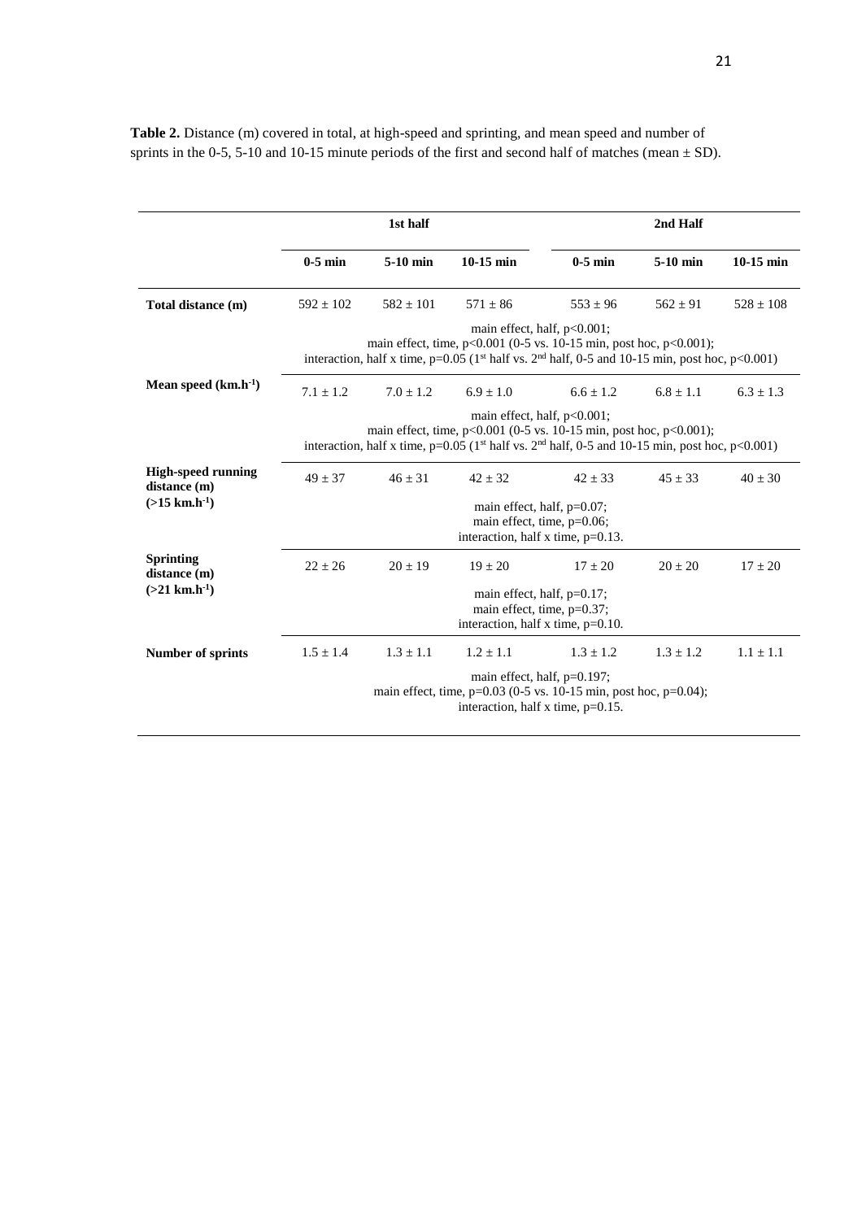**Table 2.** Distance (m) covered in total, at high-speed and sprinting, and mean speed and number of sprints in the 0-5, 5-10 and 10-15 minute periods of the first and second half of matches (mean ± SD).

| | 1st half | | | 2nd Half | | |
|---|---|---|---|---|---|---|
| | 0-5 min | 5-10 min | 10-15 min | 0-5 min | 5-10 min | 10-15 min |
| **Total distance (m)** | 592 ± 102 | 582 ± 101 | 571 ± 86 | 553 ± 96 | 562 ± 91 | 528 ± 108 |
| | main effect, half, $p<0.001$; main effect, time, $p<0.001$ (0-5 vs. 10-15 min, post hoc, $p<0.001$); interaction, half x time, $p=0.05$ (1st half vs. 2nd half, 0-5 and 10-15 min, post hoc, $p<0.001$) | | | | | |
| **Mean speed ($km.h^{-1}$)** | 7.1 ± 1.2 | 7.0 ± 1.2 | 6.9 ± 1.0 | 6.6 ± 1.2 | 6.8 ± 1.1 | 6.3 ± 1.3 |
| | main effect, half, $p<0.001$; main effect, time, $p<0.001$ (0-5 vs. 10-15 min, post hoc, $p<0.001$); interaction, half x time, $p=0.05$ (1st half vs. 2nd half, 0-5 and 10-15 min, post hoc, $p<0.001$) | | | | | |
| **High-speed running distance (m) (>15 $km.h^{-1}$)** | 49 ± 37 | 46 ± 31 | 42 ± 32 | 42 ± 33 | 45 ± 33 | 40 ± 30 |
| | main effect, half, $p=0.07$; main effect, time, $p=0.06$; interaction, half x time, $p=0.13$. | | | | | |
| **Sprinting distance (m) (>21 $km.h^{-1}$)** | 22 ± 26 | 20 ± 19 | 19 ± 20 | 17 ± 20 | 20 ± 20 | 17 ± 20 |
| | main effect, half, $p=0.17$; main effect, time, $p=0.37$; interaction, half x time, $p=0.10$. | | | | | |
| **Number of sprints** | 1.5 ± 1.4 | 1.3 ± 1.1 | 1.2 ± 1.1 | 1.3 ± 1.2 | 1.3 ± 1.2 | 1.1 ± 1.1 |
| | main effect, half, $p=0.197$; main effect, time, $p=0.03$ (0-5 vs. 10-15 min, post hoc, $p=0.04$); interaction, half x time, $p=0.15$. | | | | | |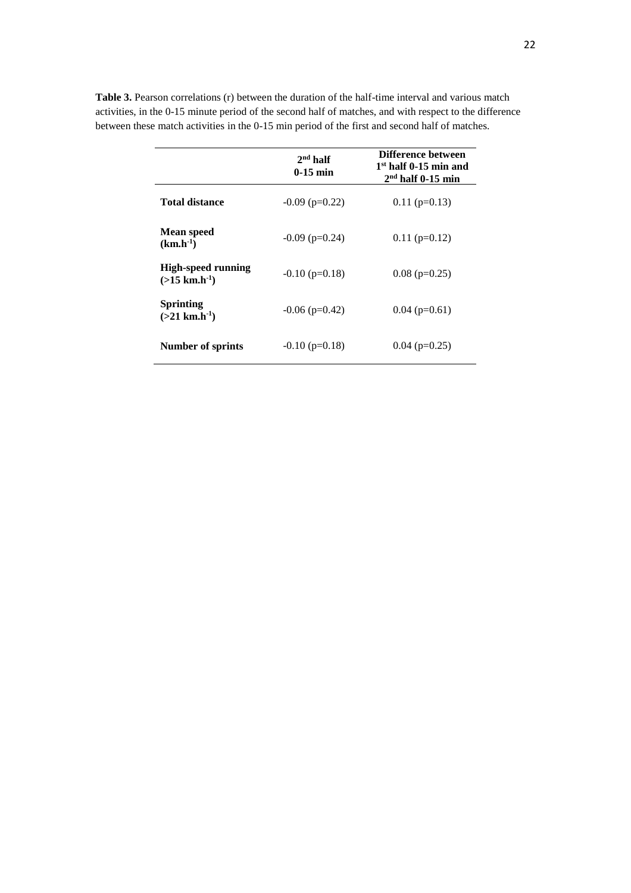**Table 3.** Pearson correlations (r) between the duration of the half-time interval and various match activities, in the 0-15 minute period of the second half of matches, and with respect to the difference between these match activities in the 0-15 min period of the first and second half of matches.

| | $2^{nd}$ half 0-15 min | Difference between $1^{st}$ half 0-15 min and $2^{nd}$ half 0-15 min |
|---|---|---|
| **Total distance** | -0.09 ($p$=0.22) | 0.11 ($p$=0.13) |
| **Mean speed ($km.h^{-1}$)** | -0.09 ($p$=0.24) | 0.11 ($p$=0.12) |
| **High-speed running (>15 $km.h^{-1}$)** | -0.10 ($p$=0.18) | 0.08 ($p$=0.25) |
| **Sprinting (>21 $km.h^{-1}$)** | -0.06 ($p$=0.42) | 0.04 ($p$=0.61) |
| **Number of sprints** | -0.10 ($p$=0.18) | 0.04 ($p$=0.25) |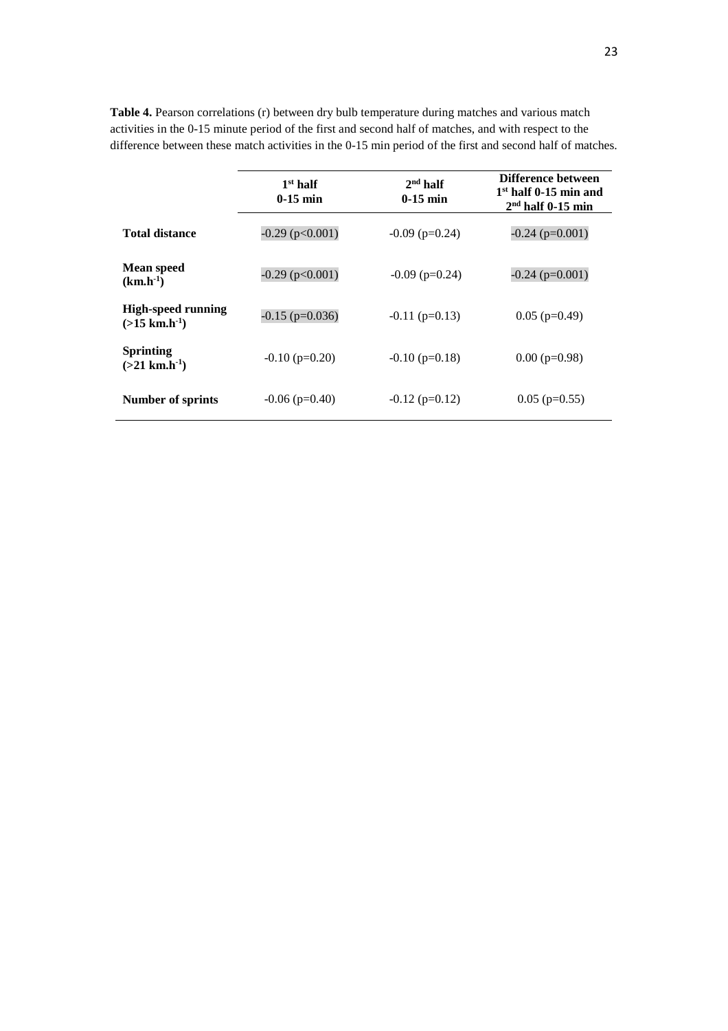**Table 4.** Pearson correlations (r) between dry bulb temperature during matches and various match activities in the 0-15 minute period of the first and second half of matches, and with respect to the difference between these match activities in the 0-15 min period of the first and second half of matches.

| | 1st half 0-15 min | 2nd half 0-15 min | Difference between 1st half 0-15 min and 2nd half 0-15 min |
|---|---|---|---|
| **Total distance** | -0.29 (p<0.001) | -0.09 (p=0.24) | -0.24 (p=0.001) |
| **Mean speed ($km.h^{-1}$)** | -0.29 (p<0.001) | -0.09 (p=0.24) | -0.24 (p=0.001) |
| **High-speed running (>15 $km.h^{-1}$)** | -0.15 (p=0.036) | -0.11 (p=0.13) | 0.05 (p=0.49) |
| **Sprinting (>21 $km.h^{-1}$)** | -0.10 (p=0.20) | -0.10 (p=0.18) | 0.00 (p=0.98) |
| **Number of sprints** | -0.06 (p=0.40) | -0.12 (p=0.12) | 0.05 (p=0.55) |